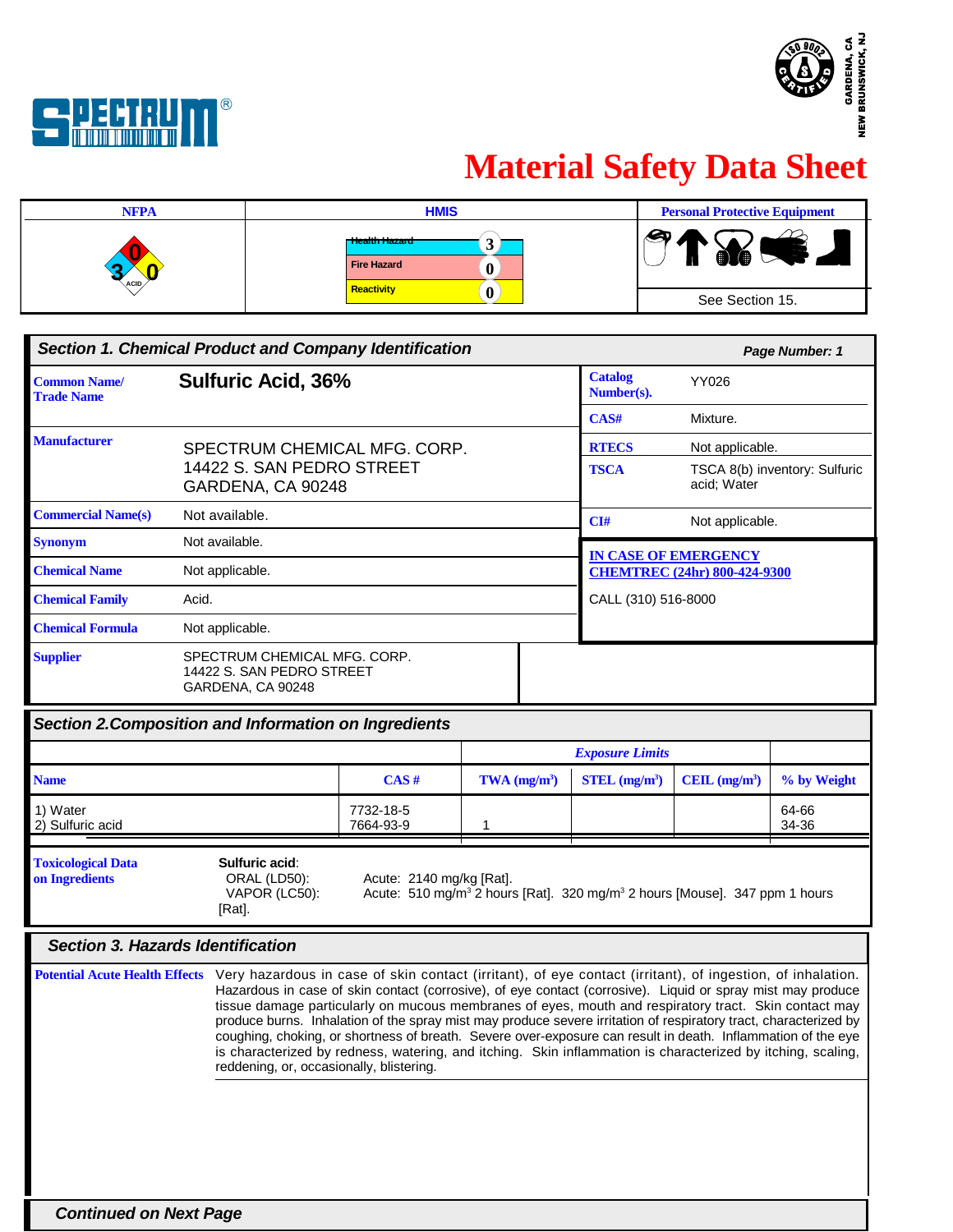SPECTRUM®

GARDENA, CA
NEW BRUNSWICK, NJ

# Material Safety Data Sheet

| NFPA | HMIS | | Personal Protective Equipment |
|---|---|---|---|
| Health: 3, Fire: 0, Reactivity: 0, Specific hazard: ACID | Health Hazard | 3 | See Section 15. |
| | Fire Hazard | 0 | |
| | Reactivity | 0 | |

## Section 1. Chemical Product and Company Identification

Page Number: 1

| | | | |
|---|---|---|---|
| **Common Name/ Trade Name** | Sulfuric Acid, 36% | **Catalog Number(s).** | YY026 |
| | | **CAS#** | Mixture. |
| **Manufacturer** | SPECTRUM CHEMICAL MFG. CORP. 14422 S. SAN PEDRO STREET GARDENA, CA 90248 | **RTECS** | Not applicable. |
| | | **TSCA** | TSCA 8(b) inventory: Sulfuric acid; Water |
| **Commercial Name(s)** | Not available. | **CI#** | Not applicable. |
| **Synonym** | Not available. | **IN CASE OF EMERGENCY CHEMTREC (24hr) 800-424-9300** | |
| **Chemical Name** | Not applicable. | CALL (310) 516-8000 | |
| **Chemical Family** | Acid. | | |
| **Chemical Formula** | Not applicable. | | |
| **Supplier** | SPECTRUM CHEMICAL MFG. CORP. 14422 S. SAN PEDRO STREET GARDENA, CA 90248 | | |

## Section 2.Composition and Information on Ingredients

| | | Exposure Limits | | | |
|---|---|---|---|---|---|
| **Name** | **CAS #** | **TWA (mg/m³)** | **STEL (mg/m³)** | **CEIL (mg/m³)** | **% by Weight** |
| 1) Water | 7732-18-5 | | | | 64-66 |
| 2) Sulfuric acid | 7664-93-9 | 1 | | | 34-36 |

**Toxicological Data on Ingredients**

**Sulfuric acid**:
ORAL (LD50): Acute: 2140 mg/kg [Rat].
VAPOR (LC50): Acute: 510 mg/m³ 2 hours [Rat]. 320 mg/m³ 2 hours [Mouse]. 347 ppm 1 hours [Rat].

## Section 3. Hazards Identification

**Potential Acute Health Effects**

Very hazardous in case of skin contact (irritant), of eye contact (irritant), of ingestion, of inhalation. Hazardous in case of skin contact (corrosive), of eye contact (corrosive). Liquid or spray mist may produce tissue damage particularly on mucous membranes of eyes, mouth and respiratory tract. Skin contact may produce burns. Inhalation of the spray mist may produce severe irritation of respiratory tract, characterized by coughing, choking, or shortness of breath. Severe over-exposure can result in death. Inflammation of the eye is characterized by redness, watering, and itching. Skin inflammation is characterized by itching, scaling, reddening, or, occasionally, blistering.

*Continued on Next Page*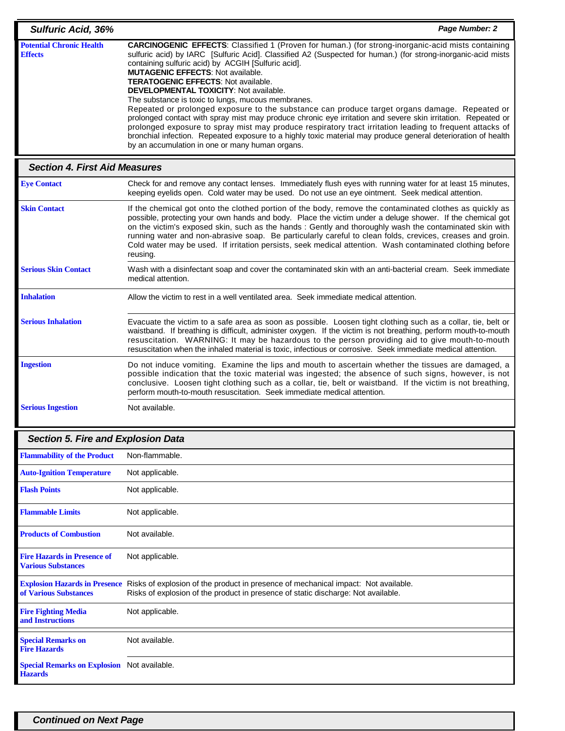| | |
|---|---|
| **Potential Chronic Health Effects** | **CARCINOGENIC EFFECTS**: Classified 1 (Proven for human.) (for strong-inorganic-acid mists containing sulfuric acid) by IARC [Sulfuric Acid]. Classified A2 (Suspected for human.) (for strong-inorganic-acid mists containing sulfuric acid) by ACGIH [Sulfuric acid].<br>**MUTAGENIC EFFECTS**: Not available.<br>**TERATOGENIC EFFECTS**: Not available.<br>**DEVELOPMENTAL TOXICITY**: Not available.<br>The substance is toxic to lungs, mucous membranes.<br>Repeated or prolonged exposure to the substance can produce target organs damage. Repeated or prolonged contact with spray mist may produce chronic eye irritation and severe skin irritation. Repeated or prolonged exposure to spray mist may produce respiratory tract irritation leading to frequent attacks of bronchial infection. Repeated exposure to a highly toxic material may produce general deterioration of health by an accumulation in one or many human organs. |

## Section 4. First Aid Measures

| | |
|---|---|
| **Eye Contact** | Check for and remove any contact lenses. Immediately flush eyes with running water for at least 15 minutes, keeping eyelids open. Cold water may be used. Do not use an eye ointment. Seek medical attention. |
| **Skin Contact** | If the chemical got onto the clothed portion of the body, remove the contaminated clothes as quickly as possible, protecting your own hands and body. Place the victim under a deluge shower. If the chemical got on the victim's exposed skin, such as the hands : Gently and thoroughly wash the contaminated skin with running water and non-abrasive soap. Be particularly careful to clean folds, crevices, creases and groin. Cold water may be used. If irritation persists, seek medical attention. Wash contaminated clothing before reusing. |
| **Serious Skin Contact** | Wash with a disinfectant soap and cover the contaminated skin with an anti-bacterial cream. Seek immediate medical attention. |
| **Inhalation** | Allow the victim to rest in a well ventilated area. Seek immediate medical attention. |
| **Serious Inhalation** | Evacuate the victim to a safe area as soon as possible. Loosen tight clothing such as a collar, tie, belt or waistband. If breathing is difficult, administer oxygen. If the victim is not breathing, perform mouth-to-mouth resuscitation. WARNING: It may be hazardous to the person providing aid to give mouth-to-mouth resuscitation when the inhaled material is toxic, infectious or corrosive. Seek immediate medical attention. |
| **Ingestion** | Do not induce vomiting. Examine the lips and mouth to ascertain whether the tissues are damaged, a possible indication that the toxic material was ingested; the absence of such signs, however, is not conclusive. Loosen tight clothing such as a collar, tie, belt or waistband. If the victim is not breathing, perform mouth-to-mouth resuscitation. Seek immediate medical attention. |
| **Serious Ingestion** | Not available. |

## Section 5. Fire and Explosion Data

| | |
|---|---|
| **Flammability of the Product** | Non-flammable. |
| **Auto-Ignition Temperature** | Not applicable. |
| **Flash Points** | Not applicable. |
| **Flammable Limits** | Not applicable. |
| **Products of Combustion** | Not available. |
| **Fire Hazards in Presence of Various Substances** | Not applicable. |
| **Explosion Hazards in Presence of Various Substances** | Risks of explosion of the product in presence of mechanical impact: Not available.<br>Risks of explosion of the product in presence of static discharge: Not available. |
| **Fire Fighting Media and Instructions** | Not applicable. |
| **Special Remarks on Fire Hazards** | Not available. |
| **Special Remarks on Explosion Hazards** | Not available. |

*Continued on Next Page*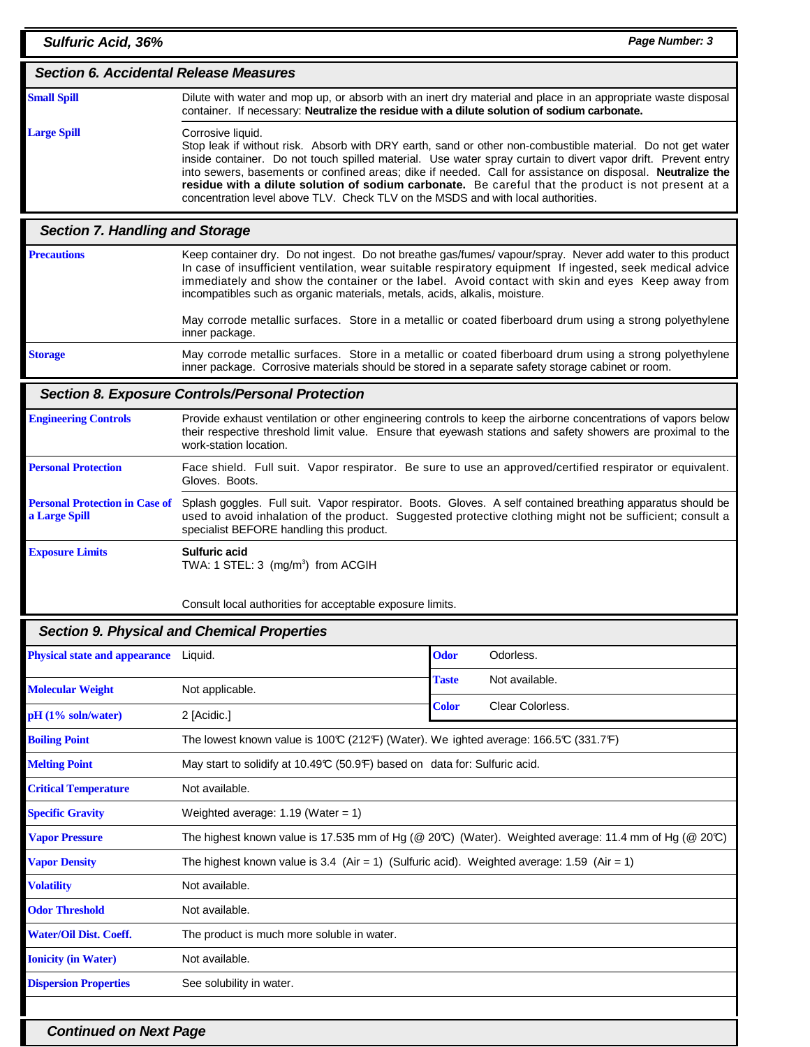## Section 6. Accidental Release Measures

| | |
|---|---|
| **Small Spill** | Dilute with water and mop up, or absorb with an inert dry material and place in an appropriate waste disposal container. If necessary: **Neutralize the residue with a dilute solution of sodium carbonate.** |
| **Large Spill** | Corrosive liquid.<br>Stop leak if without risk. Absorb with DRY earth, sand or other non-combustible material. Do not get water inside container. Do not touch spilled material. Use water spray curtain to divert vapor drift. Prevent entry into sewers, basements or confined areas; dike if needed. Call for assistance on disposal. **Neutralize the residue with a dilute solution of sodium carbonate.** Be careful that the product is not present at a concentration level above TLV. Check TLV on the MSDS and with local authorities. |

## Section 7. Handling and Storage

| | |
|---|---|
| **Precautions** | Keep container dry. Do not ingest. Do not breathe gas/fumes/ vapour/spray. Never add water to this product In case of insufficient ventilation, wear suitable respiratory equipment If ingested, seek medical advice immediately and show the container or the label. Avoid contact with skin and eyes Keep away from incompatibles such as organic materials, metals, acids, alkalis, moisture.<br><br>May corrode metallic surfaces. Store in a metallic or coated fiberboard drum using a strong polyethylene inner package. |
| **Storage** | May corrode metallic surfaces. Store in a metallic or coated fiberboard drum using a strong polyethylene inner package. Corrosive materials should be stored in a separate safety storage cabinet or room. |

## Section 8. Exposure Controls/Personal Protection

| | |
|---|---|
| **Engineering Controls** | Provide exhaust ventilation or other engineering controls to keep the airborne concentrations of vapors below their respective threshold limit value. Ensure that eyewash stations and safety showers are proximal to the work-station location. |
| **Personal Protection** | Face shield. Full suit. Vapor respirator. Be sure to use an approved/certified respirator or equivalent. Gloves. Boots. |
| **Personal Protection in Case of a Large Spill** | Splash goggles. Full suit. Vapor respirator. Boots. Gloves. A self contained breathing apparatus should be used to avoid inhalation of the product. Suggested protective clothing might not be sufficient; consult a specialist BEFORE handling this product. |
| **Exposure Limits** | **Sulfuric acid**<br>TWA: 1 STEL: 3 (mg/m$^3$) from ACGIH<br><br>Consult local authorities for acceptable exposure limits. |

## Section 9. Physical and Chemical Properties

| | | | |
|---|---|---|---|
| **Physical state and appearance** | Liquid. | **Odor** | Odorless. |
| **Molecular Weight** | Not applicable. | **Taste** | Not available. |
| **pH (1% soln/water)** | 2 [Acidic.] | **Color** | Clear Colorless. |

| | |
|---|---|
| **Boiling Point** | The lowest known value is 100°C (212°F) (Water). Weighted average: 166.5°C (331.7°F) |
| **Melting Point** | May start to solidify at 10.49°C (50.9°F) based on data for: Sulfuric acid. |
| **Critical Temperature** | Not available. |
| **Specific Gravity** | Weighted average: 1.19 (Water = 1) |
| **Vapor Pressure** | The highest known value is 17.535 mm of Hg (@ 20°C) (Water). Weighted average: 11.4 mm of Hg (@ 20°C) |
| **Vapor Density** | The highest known value is 3.4 (Air = 1) (Sulfuric acid). Weighted average: 1.59 (Air = 1) |
| **Volatility** | Not available. |
| **Odor Threshold** | Not available. |
| **Water/Oil Dist. Coeff.** | The product is much more soluble in water. |
| **Ionicity (in Water)** | Not available. |
| **Dispersion Properties** | See solubility in water. |

**Continued on Next Page**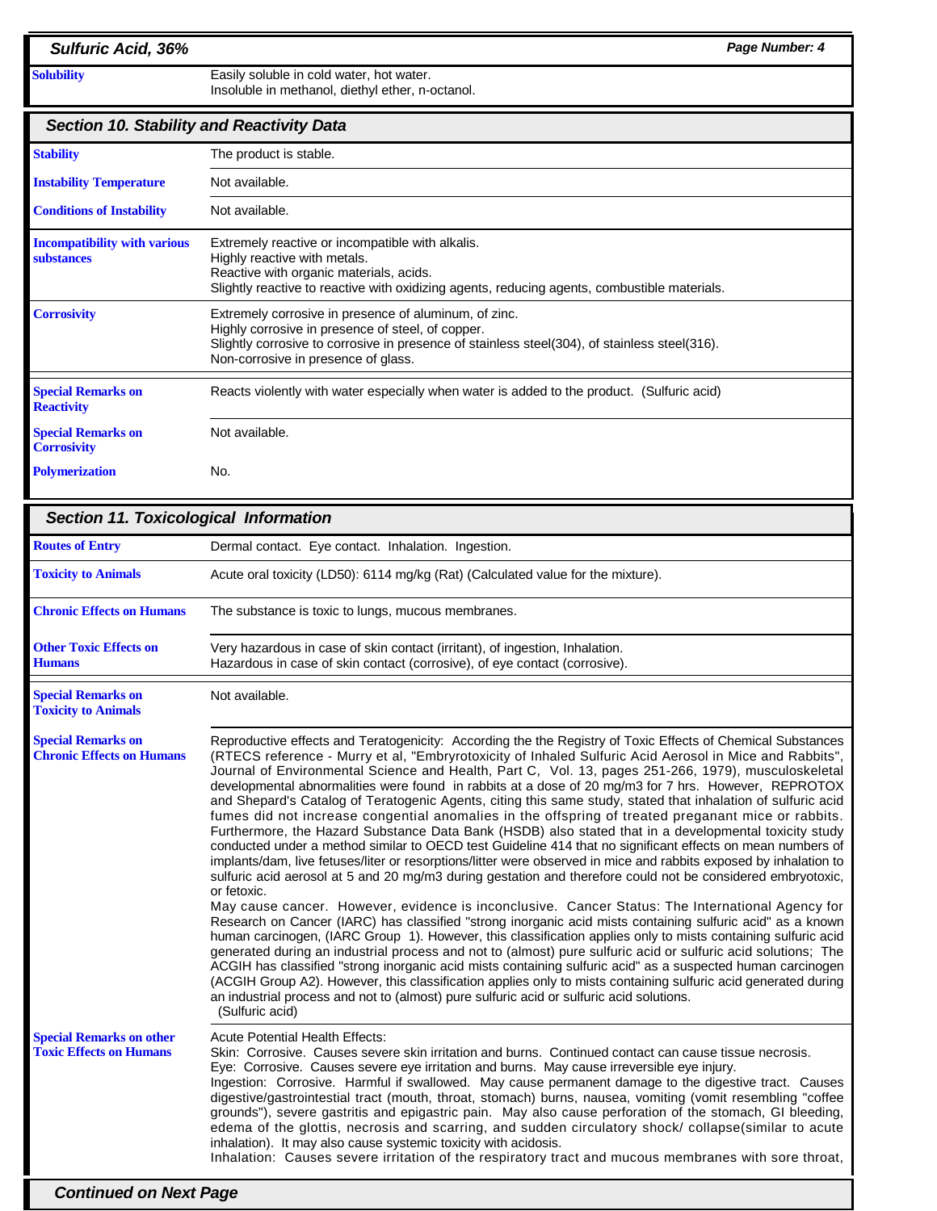| | |
|---|---|
| **Solubility** | Easily soluble in cold water, hot water.<br>Insoluble in methanol, diethyl ether, n-octanol. |

## Section 10. Stability and Reactivity Data

| | |
|---|---|
| **Stability** | The product is stable. |
| **Instability Temperature** | Not available. |
| **Conditions of Instability** | Not available. |
| **Incompatibility with various substances** | Extremely reactive or incompatible with alkalis.<br>Highly reactive with metals.<br>Reactive with organic materials, acids.<br>Slightly reactive to reactive with oxidizing agents, reducing agents, combustible materials. |
| **Corrosivity** | Extremely corrosive in presence of aluminum, of zinc.<br>Highly corrosive in presence of steel, of copper.<br>Slightly corrosive to corrosive in presence of stainless steel(304), of stainless steel(316).<br>Non-corrosive in presence of glass. |
| **Special Remarks on Reactivity** | Reacts violently with water especially when water is added to the product. (Sulfuric acid) |
| **Special Remarks on Corrosivity** | Not available. |
| **Polymerization** | No. |

## Section 11. Toxicological Information

| | |
|---|---|
| **Routes of Entry** | Dermal contact. Eye contact. Inhalation. Ingestion. |
| **Toxicity to Animals** | Acute oral toxicity (LD50): 6114 mg/kg (Rat) (Calculated value for the mixture). |
| **Chronic Effects on Humans** | The substance is toxic to lungs, mucous membranes. |
| **Other Toxic Effects on Humans** | Very hazardous in case of skin contact (irritant), of ingestion, Inhalation.<br>Hazardous in case of skin contact (corrosive), of eye contact (corrosive). |
| **Special Remarks on Toxicity to Animals** | Not available. |
| **Special Remarks on Chronic Effects on Humans** | Reproductive effects and Teratogenicity: According the the Registry of Toxic Effects of Chemical Substances (RTECS reference - Murry et al, "Embryotoxicity of Inhaled Sulfuric Acid Aerosol in Mice and Rabbits", Journal of Environmental Science and Health, Part C, Vol. 13, pages 251-266, 1979), musculoskeletal developmental abnormalities were found in rabbits at a dose of 20 mg/m3 for 7 hrs. However, REPROTOX and Shepard's Catalog of Teratogenic Agents, citing this same study, stated that inhalation of sulfuric acid fumes did not increase congential anomalies in the offspring of treated preganant mice or rabbits. Furthermore, the Hazard Substance Data Bank (HSDB) also stated that in a developmental toxicity study conducted under a method similar to OECD test Guideline 414 that no significant effects on mean numbers of implants/dam, live fetuses/liter or resorptions/litter were observed in mice and rabbits exposed by inhalation to sulfuric acid aerosol at 5 and 20 mg/m3 during gestation and therefore could not be considered embryotoxic, or fetoxic.<br>May cause cancer. However, evidence is inconclusive. Cancer Status: The International Agency for Research on Cancer (IARC) has classified "strong inorganic acid mists containing sulfuric acid" as a known human carcinogen, (IARC Group 1). However, this classification applies only to mists containing sulfuric acid generated during an industrial process and not to (almost) pure sulfuric acid or sulfuric acid solutions; The ACGIH has classified "strong inorganic acid mists containing sulfuric acid" as a suspected human carcinogen (ACGIH Group A2). However, this classification applies only to mists containing sulfuric acid generated during an industrial process and not to (almost) pure sulfuric acid or sulfuric acid solutions.<br>(Sulfuric acid) |
| **Special Remarks on other Toxic Effects on Humans** | Acute Potential Health Effects:<br>Skin: Corrosive. Causes severe skin irritation and burns. Continued contact can cause tissue necrosis.<br>Eye: Corrosive. Causes severe eye irritation and burns. May cause irreversible eye injury.<br>Ingestion: Corrosive. Harmful if swallowed. May cause permanent damage to the digestive tract. Causes digestive/gastrointestial tract (mouth, throat, stomach) burns, nausea, vomiting (vomit resembling "coffee grounds"), severe gastritis and epigastric pain. May also cause perforation of the stomach, GI bleeding, edema of the glottis, necrosis and scarring, and sudden circulatory shock/ collapse(similar to acute inhalation). It may also cause systemic toxicity with acidosis.<br>Inhalation: Causes severe irritation of the respiratory tract and mucous membranes with sore throat, |

**Continued on Next Page**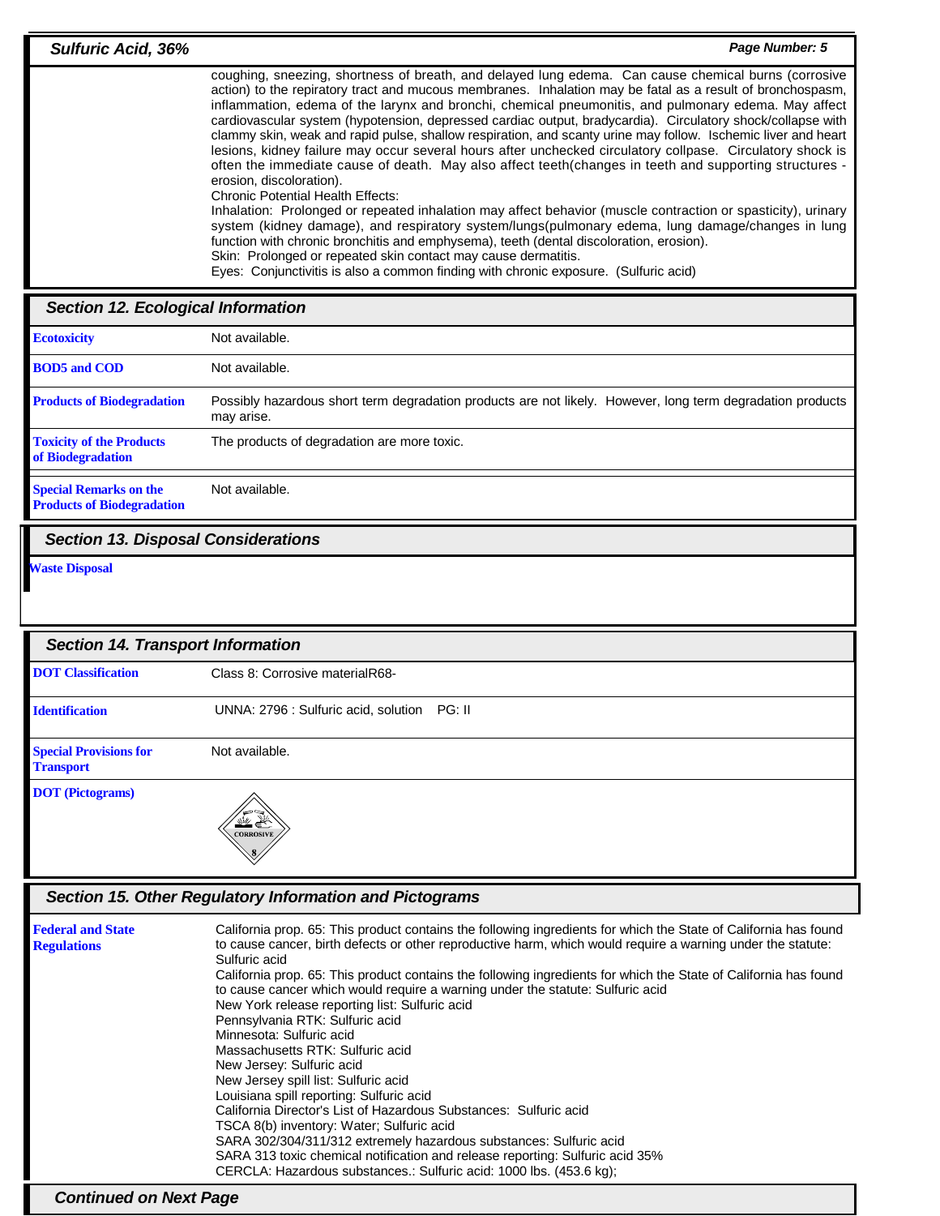coughing, sneezing, shortness of breath, and delayed lung edema. Can cause chemical burns (corrosive action) to the repiratory tract and mucous membranes. Inhalation may be fatal as a result of bronchospasm, inflammation, edema of the larynx and bronchi, chemical pneumonitis, and pulmonary edema. May affect cardiovascular system (hypotension, depressed cardiac output, bradycardia). Circulatory shock/collapse with clammy skin, weak and rapid pulse, shallow respiration, and scanty urine may follow. Ischemic liver and heart lesions, kidney failure may occur several hours after unchecked circulatory collpase. Circulatory shock is often the immediate cause of death. May also affect teeth(changes in teeth and supporting structures - erosion, discoloration).
Chronic Potential Health Effects:
Inhalation: Prolonged or repeated inhalation may affect behavior (muscle contraction or spasticity), urinary system (kidney damage), and respiratory system/lungs(pulmonary edema, lung damage/changes in lung function with chronic bronchitis and emphysema), teeth (dental discoloration, erosion).
Skin: Prolonged or repeated skin contact may cause dermatitis.
Eyes: Conjunctivitis is also a common finding with chronic exposure. (Sulfuric acid)

## Section 12. Ecological Information

| | |
|---|---|
| **Ecotoxicity** | Not available. |
| **BOD5 and COD** | Not available. |
| **Products of Biodegradation** | Possibly hazardous short term degradation products are not likely. However, long term degradation products may arise. |
| **Toxicity of the Products of Biodegradation** | The products of degradation are more toxic. |
| **Special Remarks on the Products of Biodegradation** | Not available. |

## Section 13. Disposal Considerations

**Waste Disposal**

## Section 14. Transport Information

| | |
|---|---|
| **DOT Classification** | Class 8: Corrosive materialR68- |
| **Identification** | UNNA: 2796 : Sulfuric acid, solution PG: II |
| **Special Provisions for Transport** | Not available. |
| **DOT (Pictograms)** | CORROSIVE 8 |

## Section 15. Other Regulatory Information and Pictograms

**Federal and State Regulations**

California prop. 65: This product contains the following ingredients for which the State of California has found to cause cancer, birth defects or other reproductive harm, which would require a warning under the statute: Sulfuric acid
California prop. 65: This product contains the following ingredients for which the State of California has found to cause cancer which would require a warning under the statute: Sulfuric acid
New York release reporting list: Sulfuric acid
Pennsylvania RTK: Sulfuric acid
Minnesota: Sulfuric acid
Massachusetts RTK: Sulfuric acid
New Jersey: Sulfuric acid
New Jersey spill list: Sulfuric acid
Louisiana spill reporting: Sulfuric acid
California Director's List of Hazardous Substances: Sulfuric acid
TSCA 8(b) inventory: Water; Sulfuric acid
SARA 302/304/311/312 extremely hazardous substances: Sulfuric acid
SARA 313 toxic chemical notification and release reporting: Sulfuric acid 35%
CERCLA: Hazardous substances.: Sulfuric acid: 1000 lbs. (453.6 kg);

**Continued on Next Page**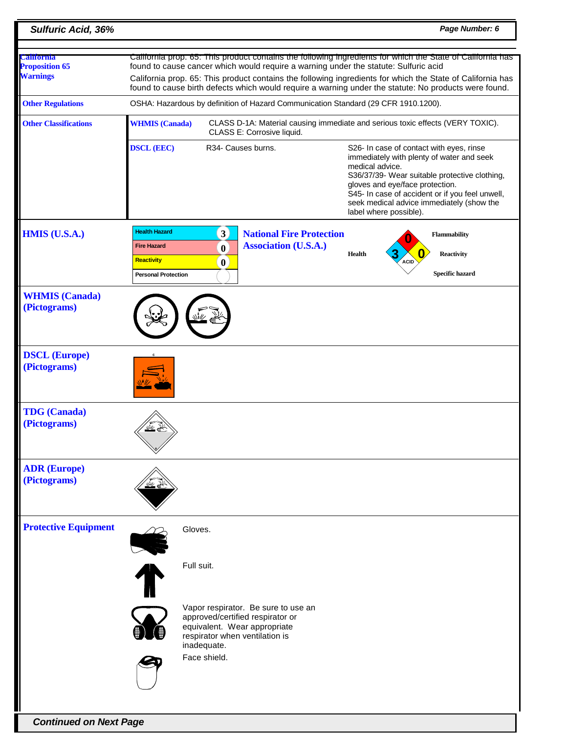| | |
|---|---|
| **California Proposition 65 Warnings** | California prop. 65: This product contains the following ingredients for which the State of California has found to cause cancer which would require a warning under the statute: Sulfuric acid<br>California prop. 65: This product contains the following ingredients for which the State of California has found to cause birth defects which would require a warning under the statute: No products were found. |
| **Other Regulations** | OSHA: Hazardous by definition of Hazard Communication Standard (29 CFR 1910.1200). |

**Other Classifications**

| | | |
|---|---|---|
| **WHMIS (Canada)** | CLASS D-1A: Material causing immediate and serious toxic effects (VERY TOXIC).<br>CLASS E: Corrosive liquid. | |
| **DSCL (EEC)** | R34- Causes burns. | S26- In case of contact with eyes, rinse immediately with plenty of water and seek medical advice.<br>S36/37/39- Wear suitable protective clothing, gloves and eye/face protection.<br>S45- In case of accident or if you feel unwell, seek medical advice immediately (show the label where possible). |

**HMIS (U.S.A.)**

| | |
|---|---|
| Health Hazard | 3 |
| Fire Hazard | 0 |
| Reactivity | 0 |
| Personal Protection | |

**National Fire Protection Association (U.S.A.)**

Health: 3
Flammability: 0
Reactivity: 0
Specific hazard: ACID

**WHMIS (Canada) (Pictograms)**

**DSCL (Europe) (Pictograms)**

**TDG (Canada) (Pictograms)**

**ADR (Europe) (Pictograms)**

**Protective Equipment**

Gloves.

Full suit.

Vapor respirator. Be sure to use an approved/certified respirator or equivalent. Wear appropriate respirator when ventilation is inadequate.

Face shield.

*Continued on Next Page*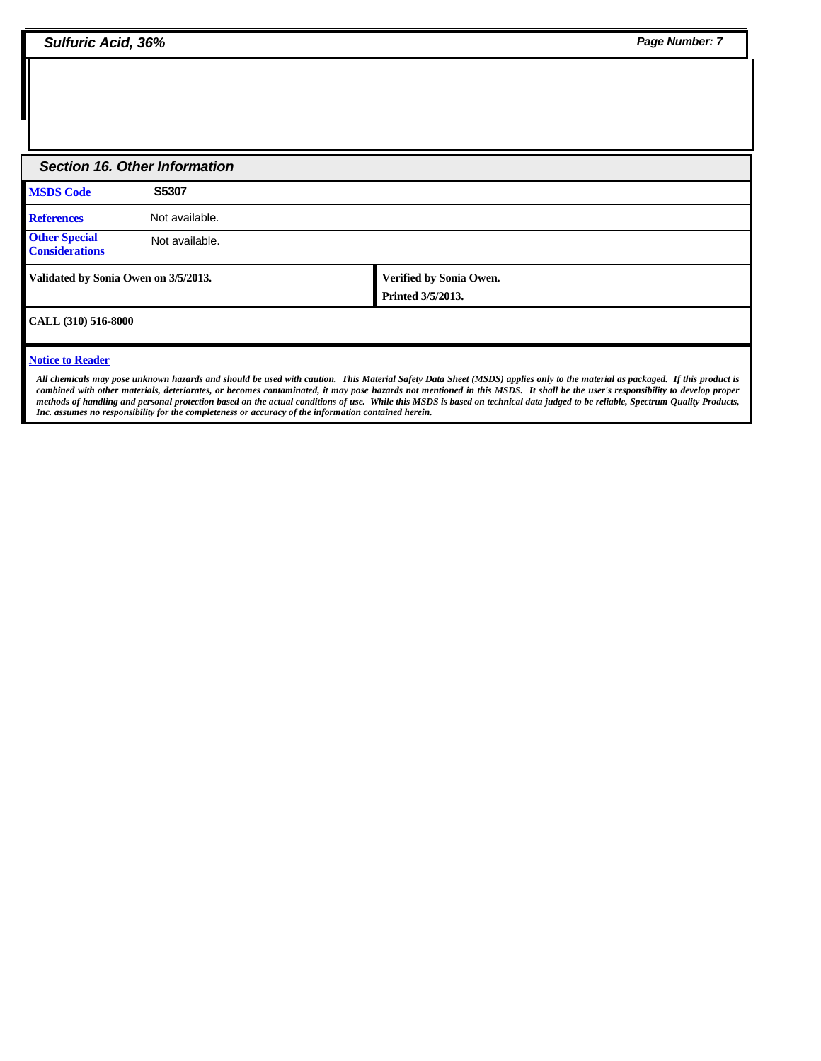## Section 16. Other Information

| | |
|---|---|
| **MSDS Code** | **S5307** |
| **References** | Not available. |
| **Other Special Considerations** | Not available. |

| | |
|---|---|
| **Validated by Sonia Owen on 3/5/2013.** | **Verified by Sonia Owen.**<br>**Printed 3/5/2013.** |

**CALL (310) 516-8000**

**Notice to Reader**

***All chemicals may pose unknown hazards and should be used with caution. This Material Safety Data Sheet (MSDS) applies only to the material as packaged. If this product is combined with other materials, deteriorates, or becomes contaminated, it may pose hazards not mentioned in this MSDS. It shall be the user's responsibility to develop proper methods of handling and personal protection based on the actual conditions of use. While this MSDS is based on technical data judged to be reliable, Spectrum Quality Products, Inc. assumes no responsibility for the completeness or accuracy of the information contained herein.***